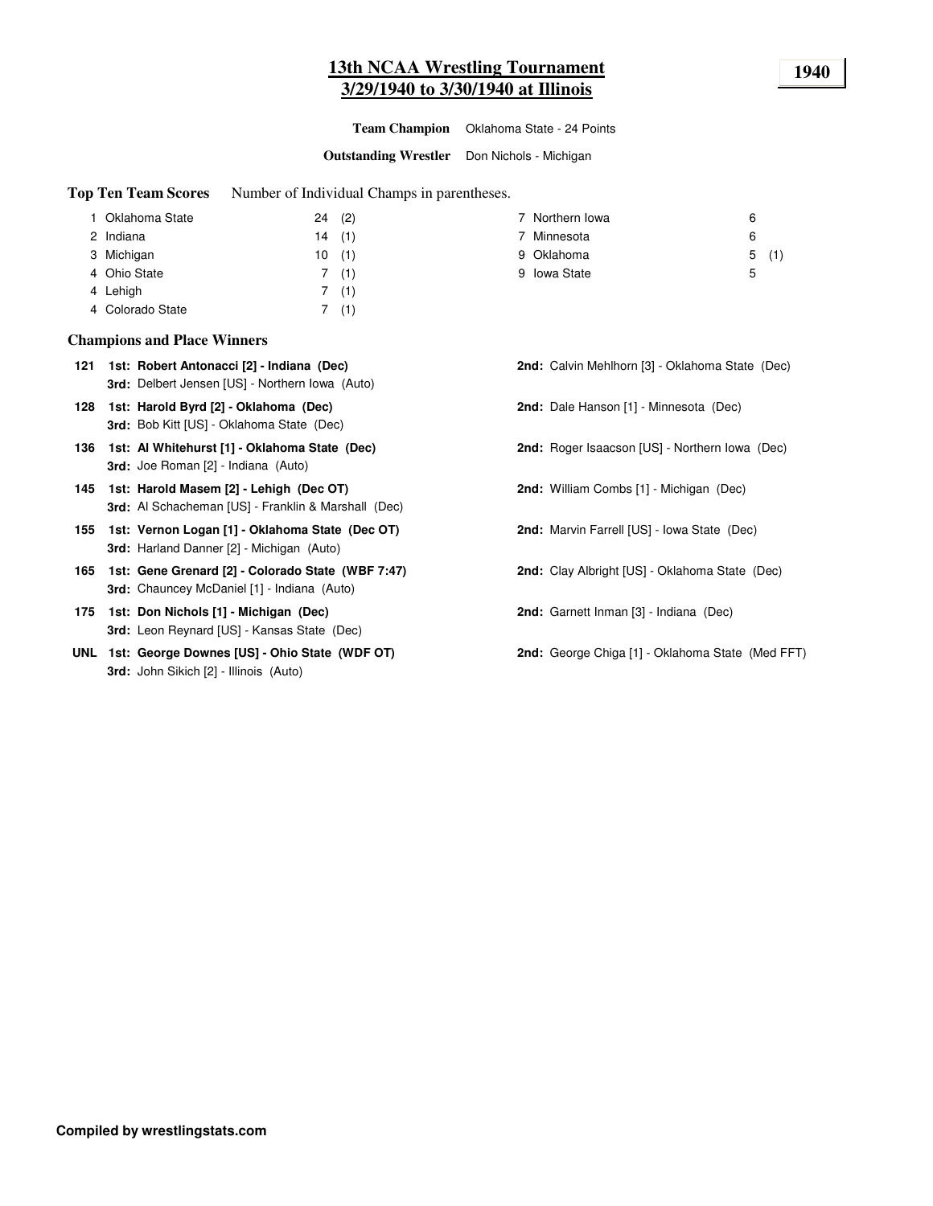# 13th NCAA Wrestling Tournament
## 3/29/1940 to 3/30/1940 at Illinois

**1940**

**Team Champion** Oklahoma State - 24 Points

**Outstanding Wrestler** Don Nichols - Michigan

**Top Ten Team Scores** Number of Individual Champs in parentheses.

| Rank | Team | Points | Champs |
|---|---|---|---|
| 1 | Oklahoma State | 24 | (2) |
| 2 | Indiana | 14 | (1) |
| 3 | Michigan | 10 | (1) |
| 4 | Ohio State | 7 | (1) |
| 4 | Lehigh | 7 | (1) |
| 4 | Colorado State | 7 | (1) |
| 7 | Northern Iowa | 6 | |
| 7 | Minnesota | 6 | |
| 9 | Oklahoma | 5 | (1) |
| 9 | Iowa State | 5 | |

**Champions and Place Winners**

**121** **1st: Robert Antonacci [2] - Indiana (Dec)**
**2nd:** Calvin Mehlhorn [3] - Oklahoma State (Dec)
**3rd:** Delbert Jensen [US] - Northern Iowa (Auto)

**128** **1st: Harold Byrd [2] - Oklahoma (Dec)**
**2nd:** Dale Hanson [1] - Minnesota (Dec)
**3rd:** Bob Kitt [US] - Oklahoma State (Dec)

**136** **1st: Al Whitehurst [1] - Oklahoma State (Dec)**
**2nd:** Roger Isaacson [US] - Northern Iowa (Dec)
**3rd:** Joe Roman [2] - Indiana (Auto)

**145** **1st: Harold Masem [2] - Lehigh (Dec OT)**
**2nd:** William Combs [1] - Michigan (Dec)
**3rd:** Al Schacheman [US] - Franklin & Marshall (Dec)

**155** **1st: Vernon Logan [1] - Oklahoma State (Dec OT)**
**2nd:** Marvin Farrell [US] - Iowa State (Dec)
**3rd:** Harland Danner [2] - Michigan (Auto)

**165** **1st: Gene Grenard [2] - Colorado State (WBF 7:47)**
**2nd:** Clay Albright [US] - Oklahoma State (Dec)
**3rd:** Chauncey McDaniel [1] - Indiana (Auto)

**175** **1st: Don Nichols [1] - Michigan (Dec)**
**2nd:** Garnett Inman [3] - Indiana (Dec)
**3rd:** Leon Reynard [US] - Kansas State (Dec)

**UNL** **1st: George Downes [US] - Ohio State (WDF OT)**
**2nd:** George Chiga [1] - Oklahoma State (Med FFT)
**3rd:** John Sikich [2] - Illinois (Auto)

**Compiled by wrestlingstats.com**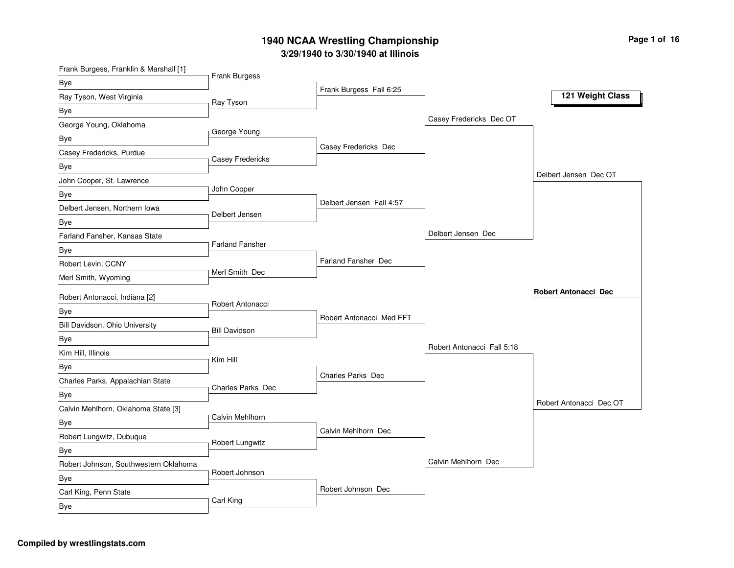# 1940 NCAA Wrestling Championship

## 3/29/1940 to 3/30/1940 at Illinois

### 121 Weight Class

**First Round**

- Frank Burgess, Franklin & Marshall [1] vs Bye — Frank Burgess
- Ray Tyson, West Virginia vs Bye — Ray Tyson
- George Young, Oklahoma vs Bye — George Young
- Casey Fredericks, Purdue vs Bye — Casey Fredericks
- John Cooper, St. Lawrence vs Bye — John Cooper
- Delbert Jensen, Northern Iowa vs Bye — Delbert Jensen
- Farland Fansher, Kansas State vs Bye — Farland Fansher
- Robert Levin, CCNY vs Merl Smith, Wyoming — Merl Smith Dec
- Robert Antonacci, Indiana [2] vs Bye — Robert Antonacci
- Bill Davidson, Ohio University vs Bye — Bill Davidson
- Kim Hill, Illinois vs Bye — Kim Hill
- Charles Parks, Appalachian State vs Bye — Charles Parks Dec
- Calvin Mehlhorn, Oklahoma State [3] vs Bye — Calvin Mehlhorn
- Robert Lungwitz, Dubuque vs Bye — Robert Lungwitz
- Robert Johnson, Southwestern Oklahoma vs Bye — Robert Johnson
- Carl King, Penn State vs Bye — Carl King

**Second Round**

- Frank Burgess Fall 6:25
- Casey Fredericks Dec
- Delbert Jensen Fall 4:57
- Farland Fansher Dec
- Robert Antonacci Med FFT
- Charles Parks Dec
- Calvin Mehlhorn Dec
- Robert Johnson Dec

**Quarterfinals**

- Casey Fredericks Dec OT
- Delbert Jensen Dec
- Robert Antonacci Fall 5:18
- Calvin Mehlhorn Dec

**Semifinals**

- Delbert Jensen Dec OT
- Robert Antonacci Dec OT

**Champion**

**Robert Antonacci Dec**

Compiled by wrestlingstats.com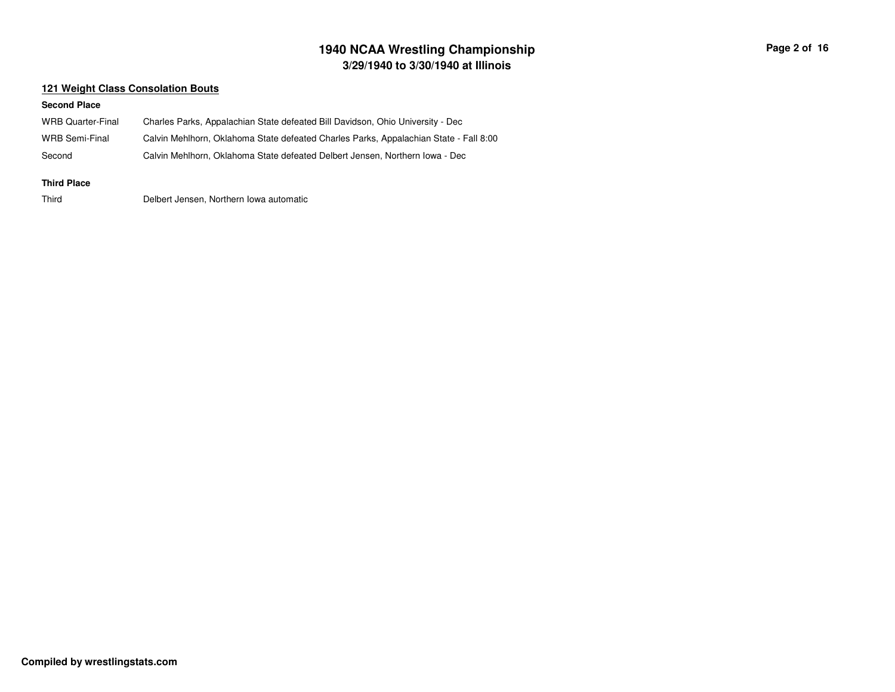## 121 Weight Class Consolation Bouts

**Second Place**

| | |
|---|---|
| WRB Quarter-Final | Charles Parks, Appalachian State defeated Bill Davidson, Ohio University - Dec |
| WRB Semi-Final | Calvin Mehlhorn, Oklahoma State defeated Charles Parks, Appalachian State - Fall 8:00 |
| Second | Calvin Mehlhorn, Oklahoma State defeated Delbert Jensen, Northern Iowa - Dec |

**Third Place**

| | |
|---|---|
| Third | Delbert Jensen, Northern Iowa automatic |

**Compiled by wrestlingstats.com**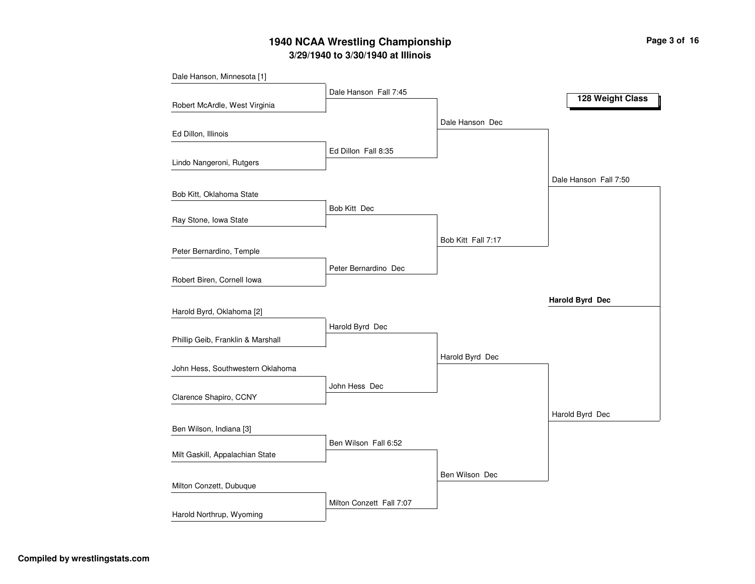# 1940 NCAA Wrestling Championship

## 3/29/1940 to 3/30/1940 at Illinois

### 128 Weight Class

**First Round**

- Dale Hanson, Minnesota [1] vs. Robert McArdle, West Virginia — Dale Hanson Fall 7:45
- Ed Dillon, Illinois vs. Lindo Nangeroni, Rutgers — Ed Dillon Fall 8:35
- Bob Kitt, Oklahoma State vs. Ray Stone, Iowa State — Bob Kitt Dec
- Peter Bernardino, Temple vs. Robert Biren, Cornell Iowa — Peter Bernardino Dec
- Harold Byrd, Oklahoma [2] vs. Phillip Geib, Franklin & Marshall — Harold Byrd Dec
- John Hess, Southwestern Oklahoma vs. Clarence Shapiro, CCNY — John Hess Dec
- Ben Wilson, Indiana [3] vs. Milt Gaskill, Appalachian State — Ben Wilson Fall 6:52
- Milton Conzett, Dubuque vs. Harold Northrup, Wyoming — Milton Conzett Fall 7:07

**Quarterfinals**

- Dale Hanson vs. Ed Dillon — Dale Hanson Dec
- Bob Kitt vs. Peter Bernardino — Bob Kitt Fall 7:17
- Harold Byrd vs. John Hess — Harold Byrd Dec
- Ben Wilson vs. Milton Conzett — Ben Wilson Dec

**Semifinals**

- Dale Hanson vs. Bob Kitt — Dale Hanson Fall 7:50
- Harold Byrd vs. Ben Wilson — Harold Byrd Dec

**Final**

- Dale Hanson vs. Harold Byrd — **Harold Byrd Dec**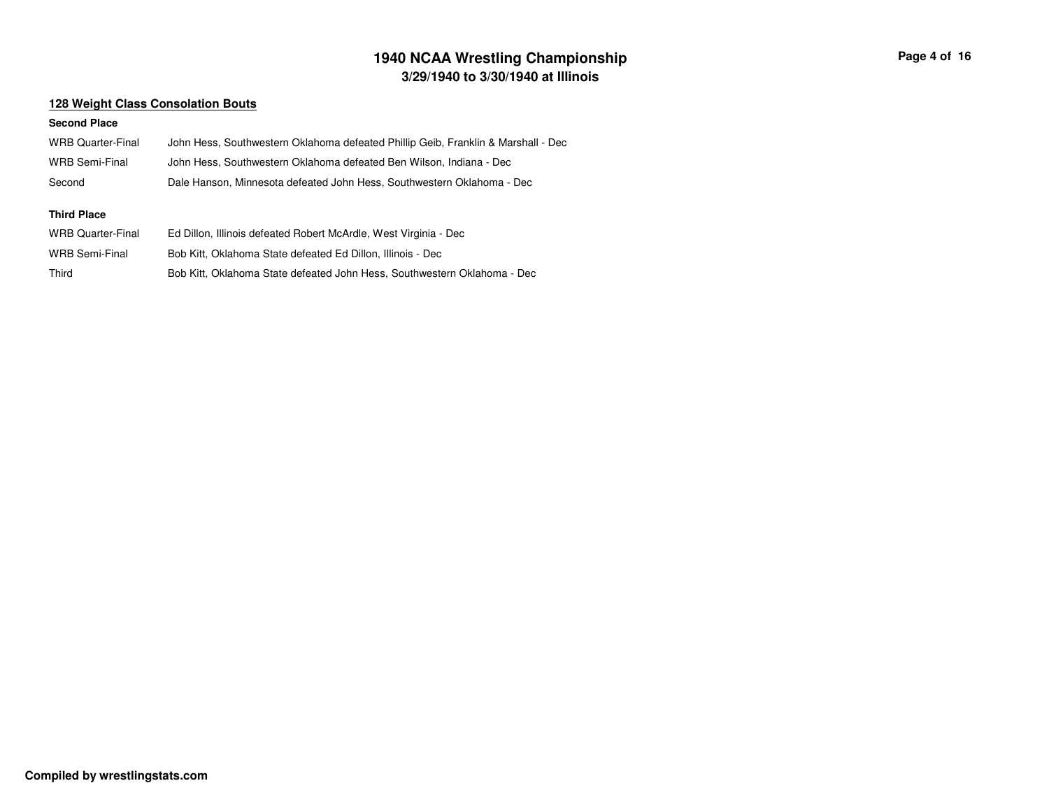## 128 Weight Class Consolation Bouts

### Second Place

| | |
|---|---|
| WRB Quarter-Final | John Hess, Southwestern Oklahoma defeated Phillip Geib, Franklin & Marshall - Dec |
| WRB Semi-Final | John Hess, Southwestern Oklahoma defeated Ben Wilson, Indiana - Dec |
| Second | Dale Hanson, Minnesota defeated John Hess, Southwestern Oklahoma - Dec |

### Third Place

| | |
|---|---|
| WRB Quarter-Final | Ed Dillon, Illinois defeated Robert McArdle, West Virginia - Dec |
| WRB Semi-Final | Bob Kitt, Oklahoma State defeated Ed Dillon, Illinois - Dec |
| Third | Bob Kitt, Oklahoma State defeated John Hess, Southwestern Oklahoma - Dec |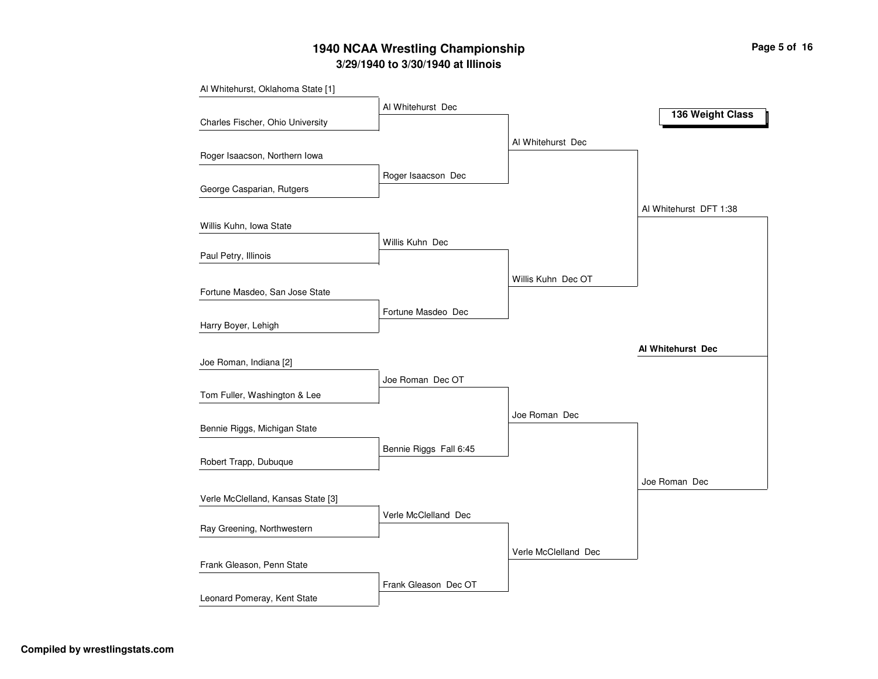# 1940 NCAA Wrestling Championship

## 3/29/1940 to 3/30/1940 at Illinois

### 136 Weight Class

**First Round**

- Al Whitehurst, Oklahoma State [1] vs. Charles Fischer, Ohio University — Al Whitehurst Dec
- Roger Isaacson, Northern Iowa vs. George Casparian, Rutgers — Roger Isaacson Dec
- Willis Kuhn, Iowa State vs. Paul Petry, Illinois — Willis Kuhn Dec
- Fortune Masdeo, San Jose State vs. Harry Boyer, Lehigh — Fortune Masdeo Dec
- Joe Roman, Indiana [2] vs. Tom Fuller, Washington & Lee — Joe Roman Dec OT
- Bennie Riggs, Michigan State vs. Robert Trapp, Dubuque — Bennie Riggs Fall 6:45
- Verle McClelland, Kansas State [3] vs. Ray Greening, Northwestern — Verle McClelland Dec
- Frank Gleason, Penn State vs. Leonard Pomeray, Kent State — Frank Gleason Dec OT

**Quarterfinals**

- Al Whitehurst Dec
- Willis Kuhn Dec OT
- Joe Roman Dec
- Verle McClelland Dec

**Semifinals**

- Al Whitehurst DFT 1:38
- Joe Roman Dec

**Final**

- **Al Whitehurst Dec**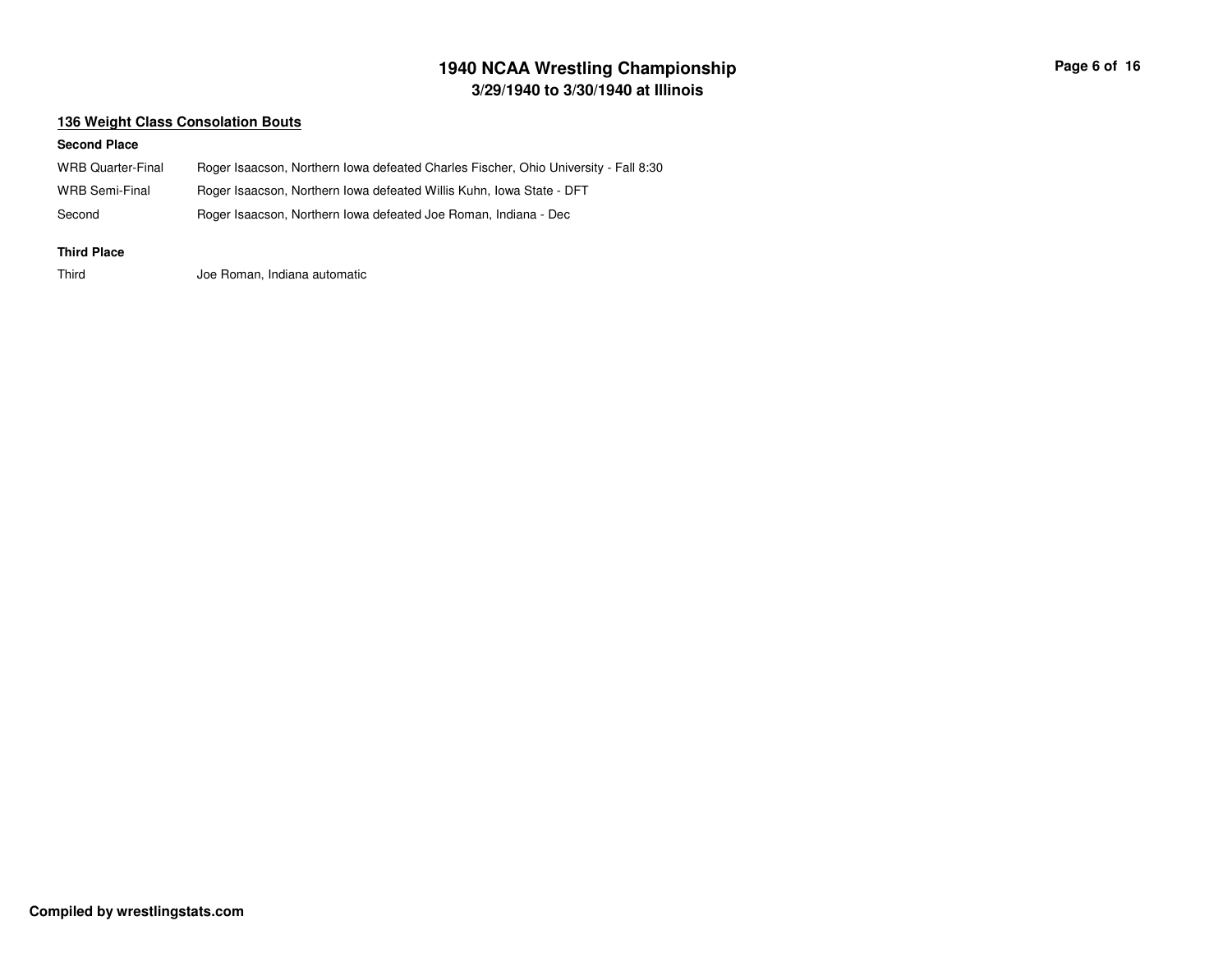## 136 Weight Class Consolation Bouts

**Second Place**

| | |
|---|---|
| WRB Quarter-Final | Roger Isaacson, Northern Iowa defeated Charles Fischer, Ohio University - Fall 8:30 |
| WRB Semi-Final | Roger Isaacson, Northern Iowa defeated Willis Kuhn, Iowa State - DFT |
| Second | Roger Isaacson, Northern Iowa defeated Joe Roman, Indiana - Dec |

**Third Place**

| | |
|---|---|
| Third | Joe Roman, Indiana automatic |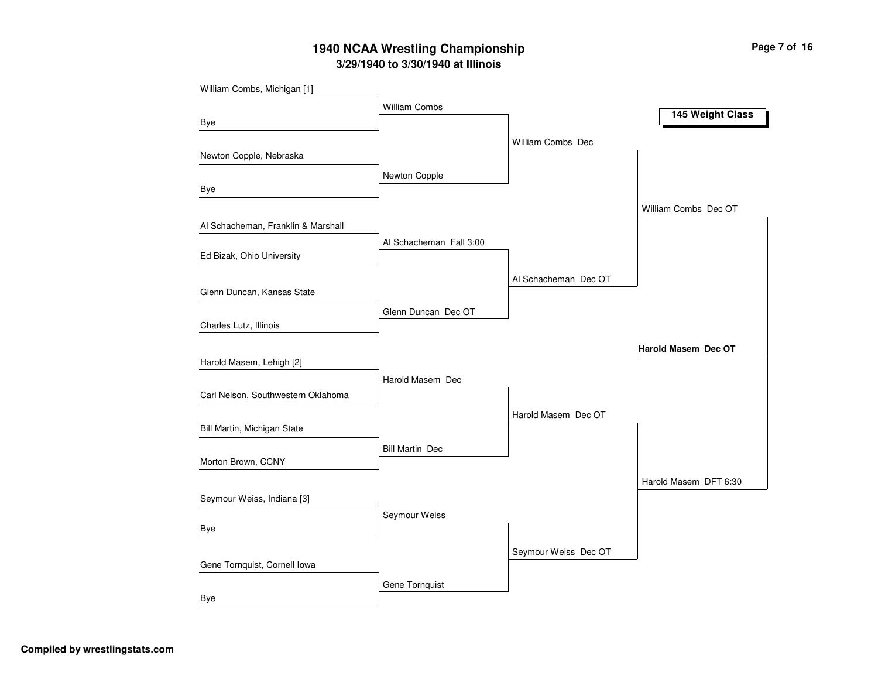# 1940 NCAA Wrestling Championship

## 3/29/1940 to 3/30/1940 at Illinois

### 145 Weight Class

**First Round**

- William Combs, Michigan [1] vs. Bye — William Combs
- Newton Copple, Nebraska vs. Bye — Newton Copple
- Al Schacheman, Franklin & Marshall vs. Ed Bizak, Ohio University — Al Schacheman Fall 3:00
- Glenn Duncan, Kansas State vs. Charles Lutz, Illinois — Glenn Duncan Dec OT
- Harold Masem, Lehigh [2] vs. Carl Nelson, Southwestern Oklahoma — Harold Masem Dec
- Bill Martin, Michigan State vs. Morton Brown, CCNY — Bill Martin Dec
- Seymour Weiss, Indiana [3] vs. Bye — Seymour Weiss
- Gene Tornquist, Cornell Iowa vs. Bye — Gene Tornquist

**Quarterfinals**

- William Combs Dec
- Al Schacheman Dec OT
- Harold Masem Dec OT
- Seymour Weiss Dec OT

**Semifinals**

- William Combs Dec OT
- Harold Masem DFT 6:30

**Final**

- **Harold Masem Dec OT**

Compiled by wrestlingstats.com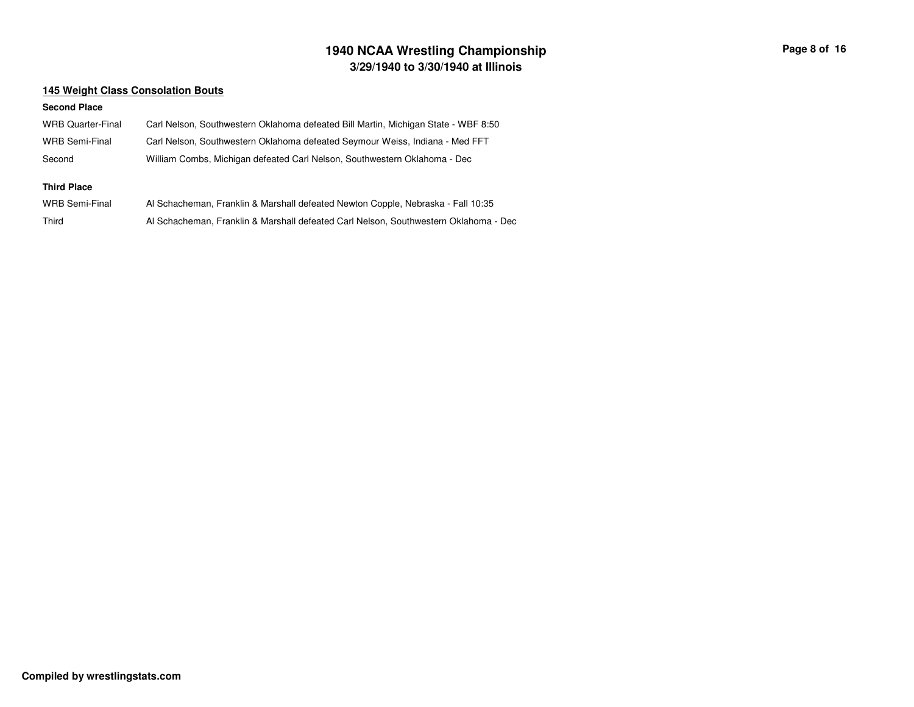# 1940 NCAA Wrestling Championship

## 3/29/1940 to 3/30/1940 at Illinois

### 145 Weight Class Consolation Bouts

**Second Place**

| | |
|---|---|
| WRB Quarter-Final | Carl Nelson, Southwestern Oklahoma defeated Bill Martin, Michigan State - WBF 8:50 |
| WRB Semi-Final | Carl Nelson, Southwestern Oklahoma defeated Seymour Weiss, Indiana - Med FFT |
| Second | William Combs, Michigan defeated Carl Nelson, Southwestern Oklahoma - Dec |

**Third Place**

| | |
|---|---|
| WRB Semi-Final | Al Schacheman, Franklin & Marshall defeated Newton Copple, Nebraska - Fall 10:35 |
| Third | Al Schacheman, Franklin & Marshall defeated Carl Nelson, Southwestern Oklahoma - Dec |

**Compiled by wrestlingstats.com**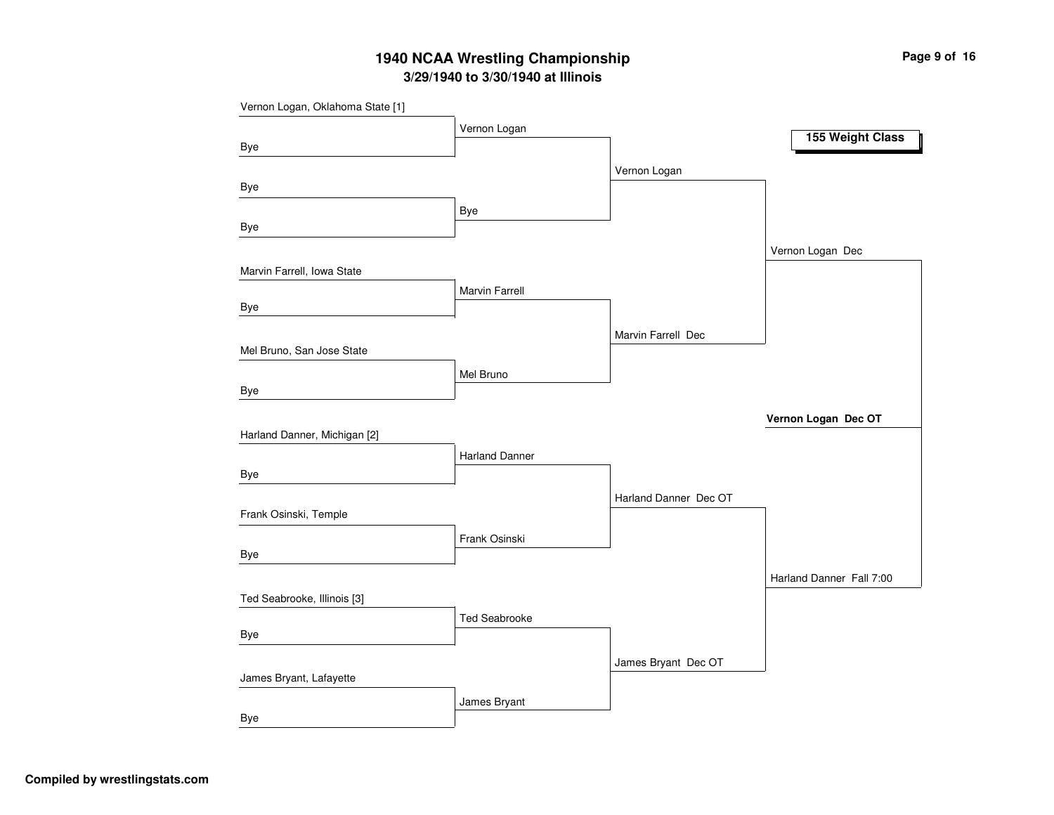# 1940 NCAA Wrestling Championship

## 3/29/1940 to 3/30/1940 at Illinois

### 155 Weight Class

**First Round**

- Vernon Logan, Oklahoma State [1] vs. Bye — Vernon Logan
- Bye vs. Bye — Bye
- Marvin Farrell, Iowa State vs. Bye — Marvin Farrell
- Mel Bruno, San Jose State vs. Bye — Mel Bruno
- Harland Danner, Michigan [2] vs. Bye — Harland Danner
- Frank Osinski, Temple vs. Bye — Frank Osinski
- Ted Seabrooke, Illinois [3] vs. Bye — Ted Seabrooke
- James Bryant, Lafayette vs. Bye — James Bryant

**Quarterfinals**

- Vernon Logan
- Marvin Farrell Dec
- Harland Danner Dec OT
- James Bryant Dec OT

**Semifinals**

- Vernon Logan Dec
- Harland Danner Fall 7:00

**Final**

- **Vernon Logan Dec OT**

Compiled by wrestlingstats.com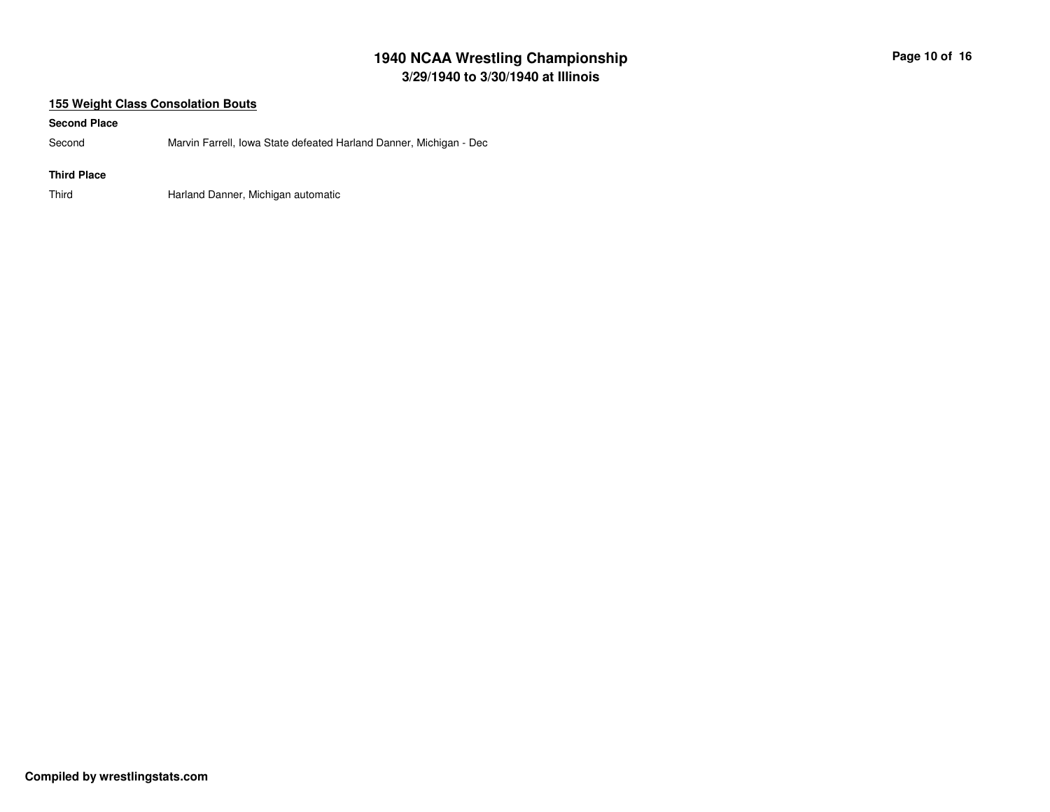## 155 Weight Class Consolation Bouts

**Second Place**

| | |
|---|---|
| Second | Marvin Farrell, Iowa State defeated Harland Danner, Michigan - Dec |

**Third Place**

| | |
|---|---|
| Third | Harland Danner, Michigan automatic |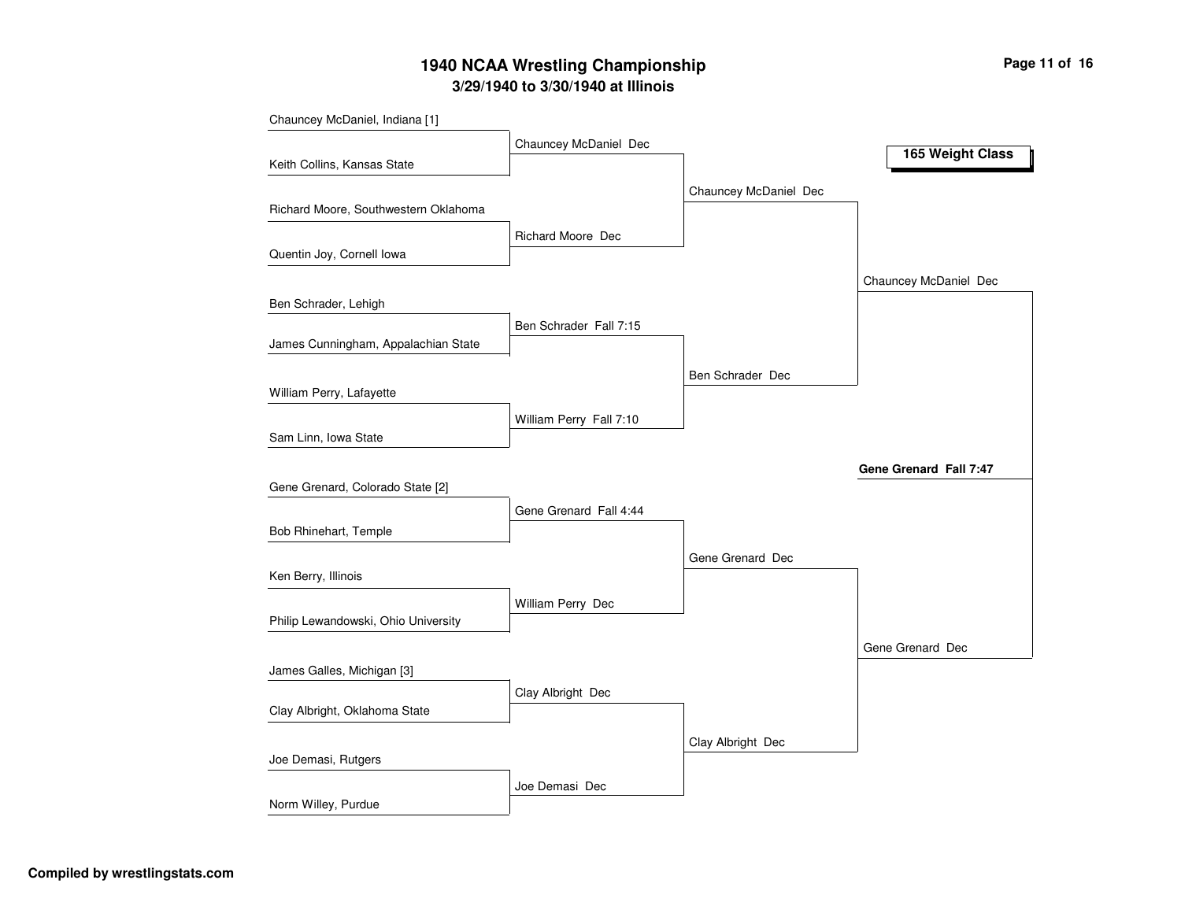# 1940 NCAA Wrestling Championship

## 3/29/1940 to 3/30/1940 at Illinois

### 165 Weight Class

**First Round**

- Chauncey McDaniel, Indiana [1] vs. Keith Collins, Kansas State — Chauncey McDaniel Dec
- Richard Moore, Southwestern Oklahoma vs. Quentin Joy, Cornell Iowa — Richard Moore Dec
- Ben Schrader, Lehigh vs. James Cunningham, Appalachian State — Ben Schrader Fall 7:15
- William Perry, Lafayette vs. Sam Linn, Iowa State — William Perry Fall 7:10
- Gene Grenard, Colorado State [2] vs. Bob Rhinehart, Temple — Gene Grenard Fall 4:44
- Ken Berry, Illinois vs. Philip Lewandowski, Ohio University — William Perry Dec
- James Galles, Michigan [3] vs. Clay Albright, Oklahoma State — Clay Albright Dec
- Joe Demasi, Rutgers vs. Norm Willey, Purdue — Joe Demasi Dec

**Quarterfinals**

- Chauncey McDaniel Dec
- Ben Schrader Dec
- Gene Grenard Dec
- Clay Albright Dec

**Semifinals**

- Chauncey McDaniel Dec
- Gene Grenard Dec

**Final**

- **Gene Grenard Fall 7:47**

**Compiled by wrestlingstats.com**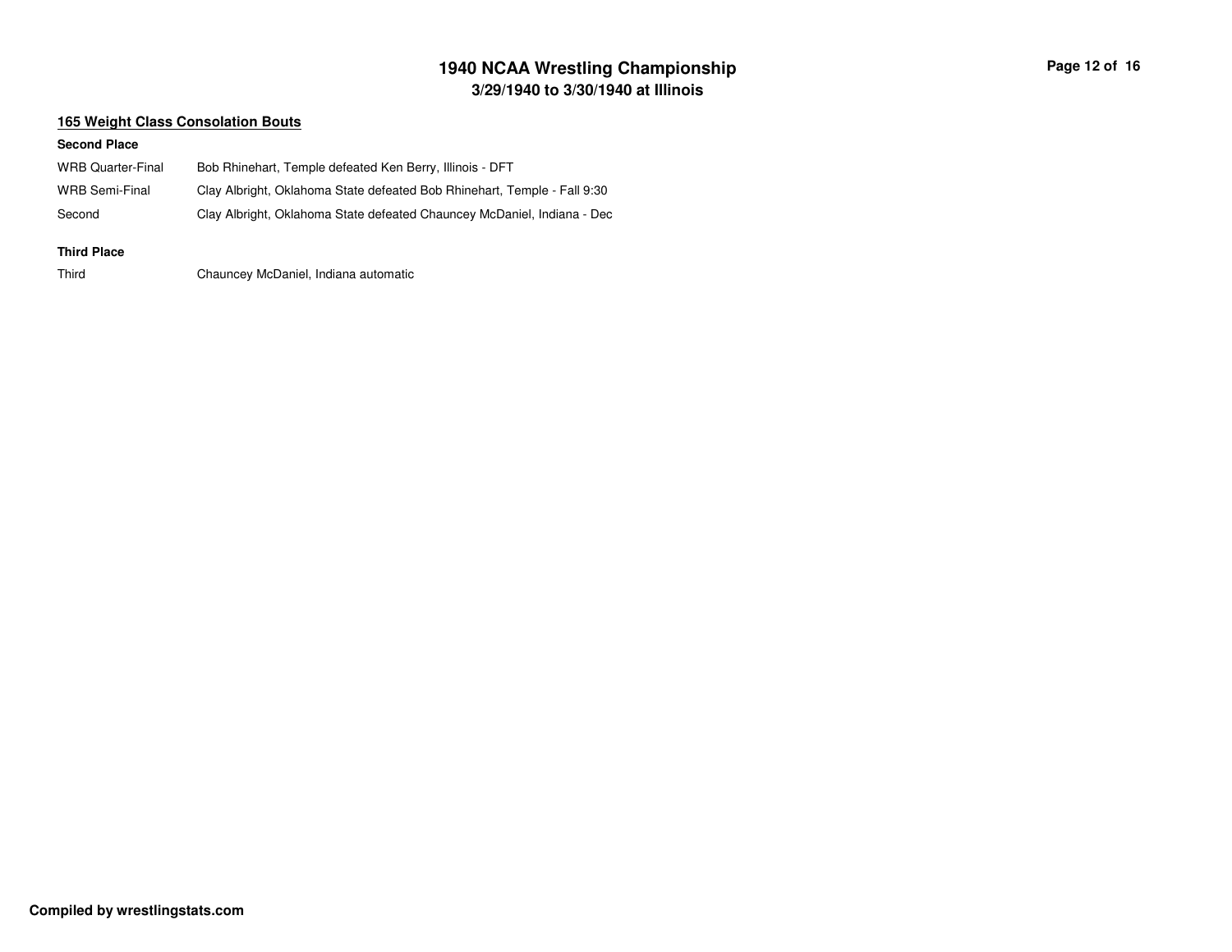## 165 Weight Class Consolation Bouts

### Second Place

| | |
|---|---|
| WRB Quarter-Final | Bob Rhinehart, Temple defeated Ken Berry, Illinois - DFT |
| WRB Semi-Final | Clay Albright, Oklahoma State defeated Bob Rhinehart, Temple - Fall 9:30 |
| Second | Clay Albright, Oklahoma State defeated Chauncey McDaniel, Indiana - Dec |

### Third Place

| | |
|---|---|
| Third | Chauncey McDaniel, Indiana automatic |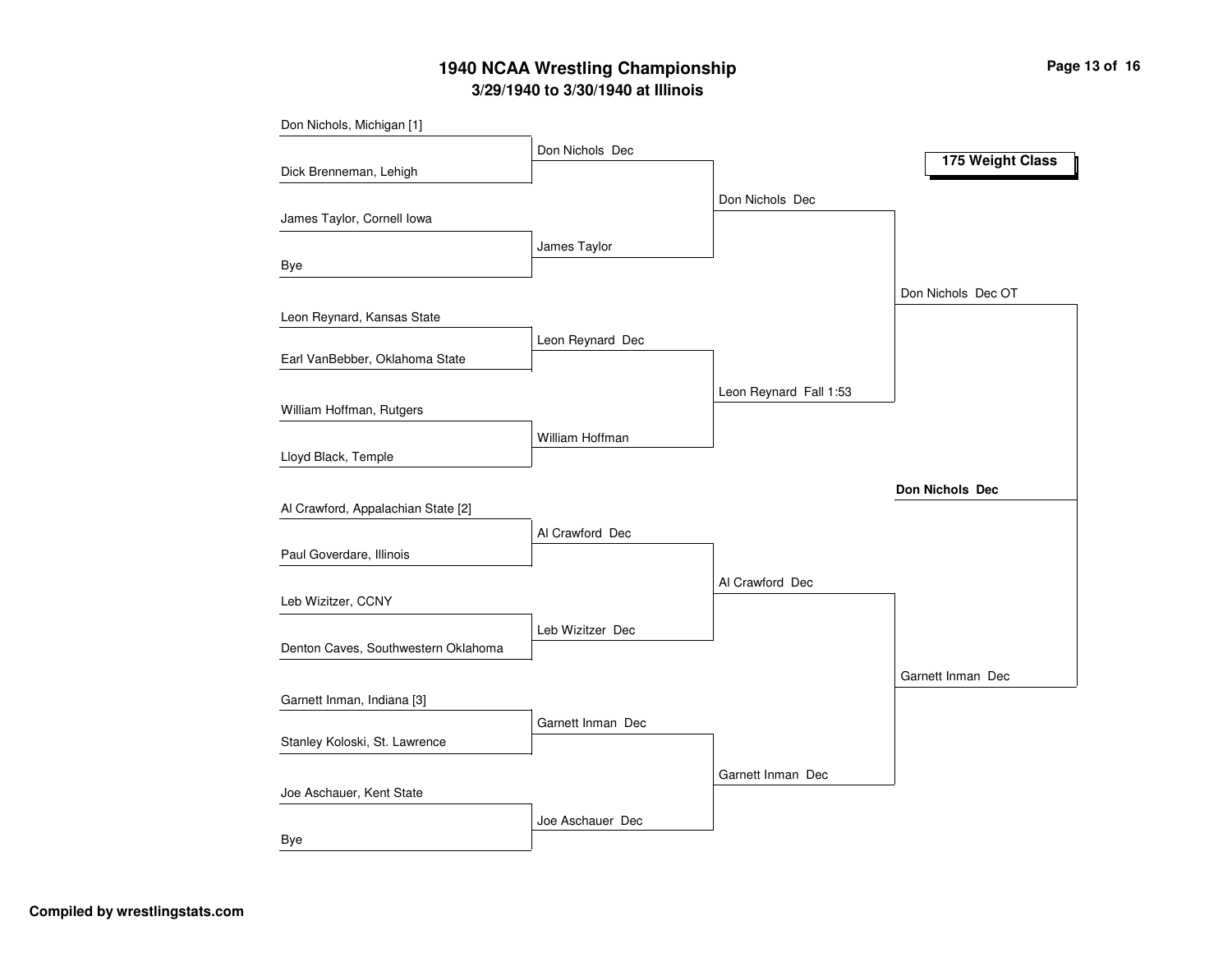# 1940 NCAA Wrestling Championship

## 3/29/1940 to 3/30/1940 at Illinois

### 175 Weight Class

| First Round | Quarterfinals | Semifinals | Final | Champion |
| --- | --- | --- | --- | --- |
| Don Nichols, Michigan [1] | Don Nichols Dec | Don Nichols Dec | Don Nichols Dec OT | **Don Nichols Dec** |
| Dick Brenneman, Lehigh | | | | |
| James Taylor, Cornell Iowa | James Taylor | | | |
| Bye | | | | |
| Leon Reynard, Kansas State | Leon Reynard Dec | Leon Reynard Fall 1:53 | | |
| Earl VanBebber, Oklahoma State | | | | |
| William Hoffman, Rutgers | William Hoffman | | | |
| Lloyd Black, Temple | | | | |
| Al Crawford, Appalachian State [2] | Al Crawford Dec | Al Crawford Dec | Garnett Inman Dec | |
| Paul Goverdare, Illinois | | | | |
| Leb Wizitzer, CCNY | Leb Wizitzer Dec | | | |
| Denton Caves, Southwestern Oklahoma | | | | |
| Garnett Inman, Indiana [3] | Garnett Inman Dec | Garnett Inman Dec | | |
| Stanley Koloski, St. Lawrence | | | | |
| Joe Aschauer, Kent State | Joe Aschauer Dec | | | |
| Bye | | | | |

Compiled by wrestlingstats.com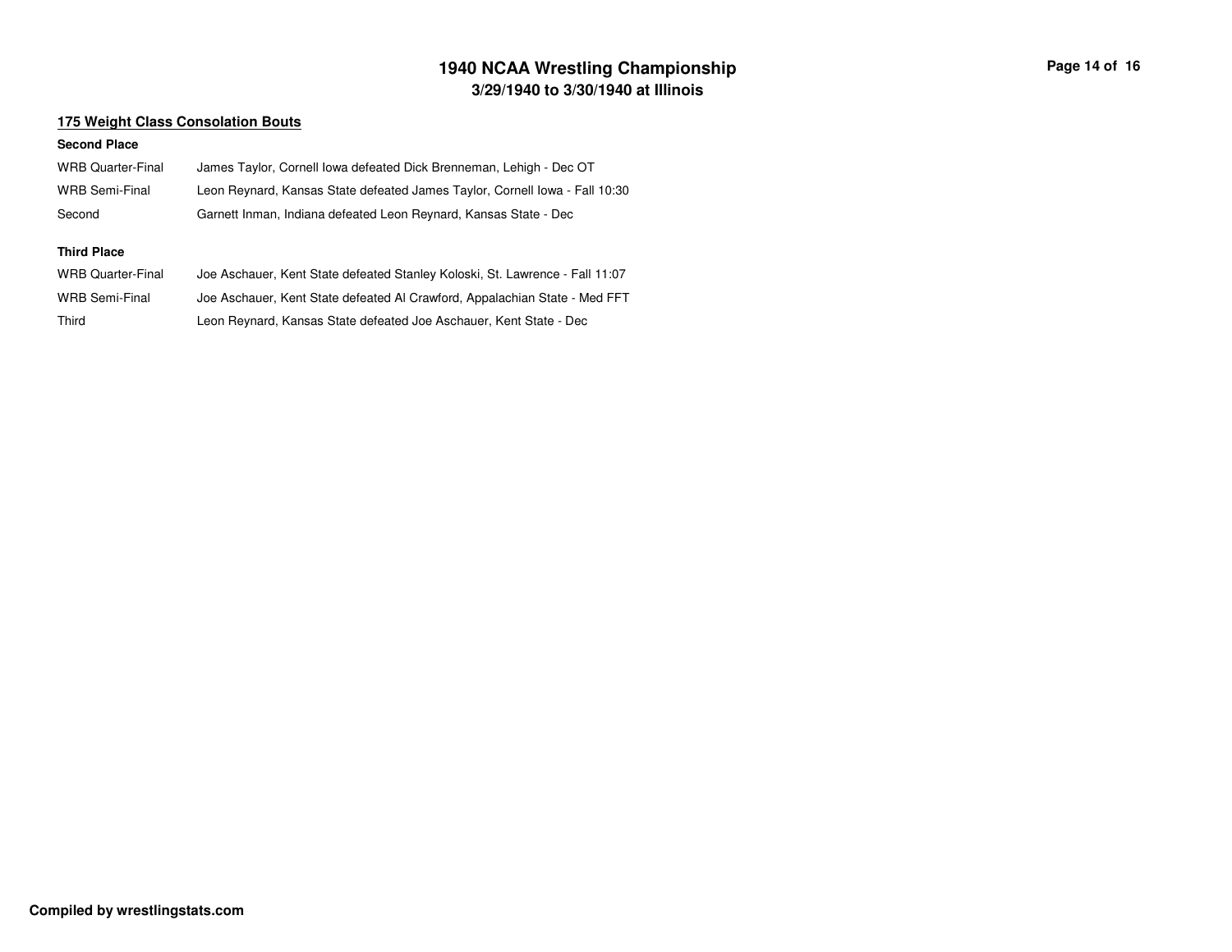## 175 Weight Class Consolation Bouts

**Second Place**

| | |
|---|---|
| WRB Quarter-Final | James Taylor, Cornell Iowa defeated Dick Brenneman, Lehigh - Dec OT |
| WRB Semi-Final | Leon Reynard, Kansas State defeated James Taylor, Cornell Iowa - Fall 10:30 |
| Second | Garnett Inman, Indiana defeated Leon Reynard, Kansas State - Dec |

**Third Place**

| | |
|---|---|
| WRB Quarter-Final | Joe Aschauer, Kent State defeated Stanley Koloski, St. Lawrence - Fall 11:07 |
| WRB Semi-Final | Joe Aschauer, Kent State defeated Al Crawford, Appalachian State - Med FFT |
| Third | Leon Reynard, Kansas State defeated Joe Aschauer, Kent State - Dec |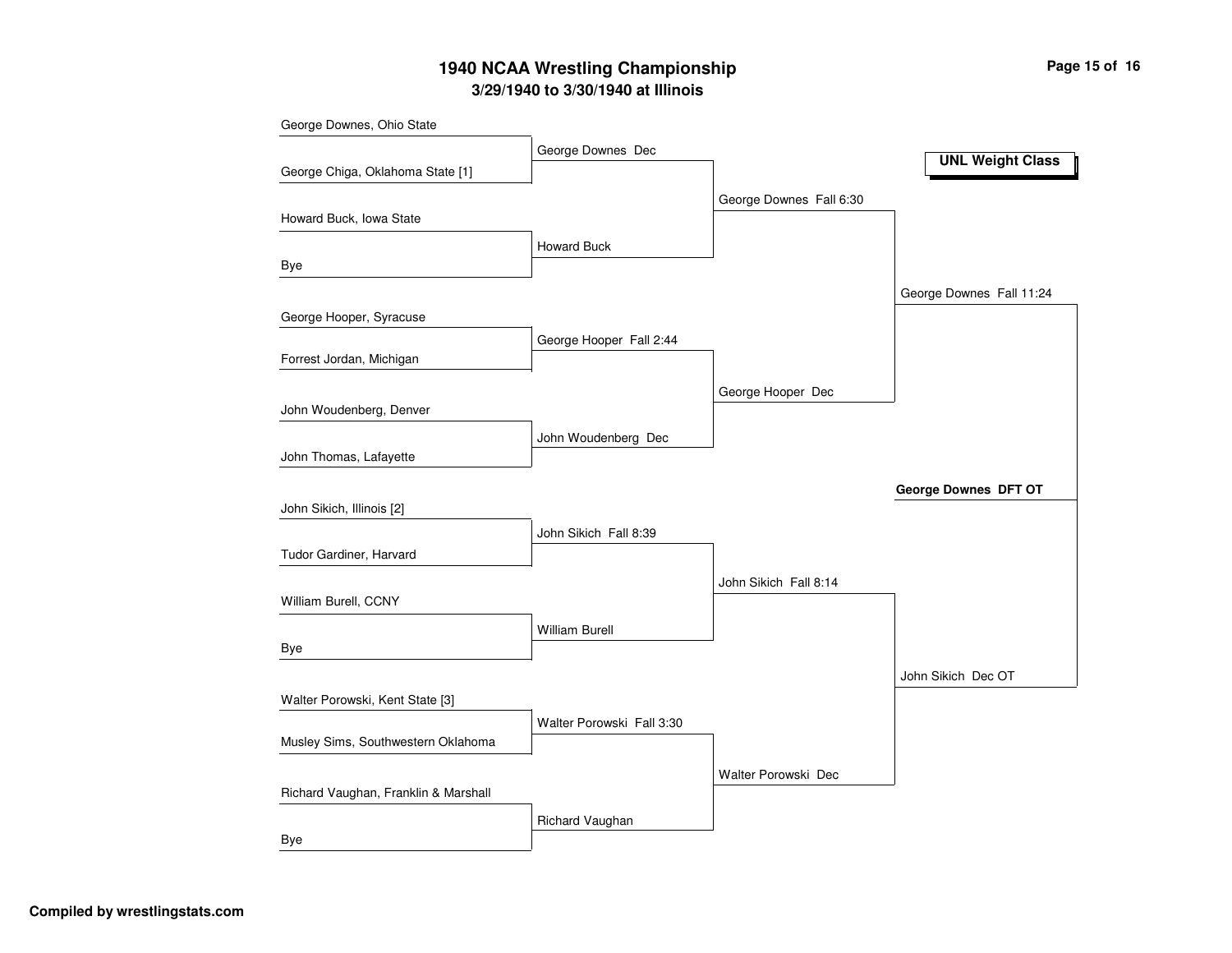# 1940 NCAA Wrestling Championship

## 3/29/1940 to 3/30/1940 at Illinois

**UNL Weight Class**

### First Round

- George Downes, Ohio State vs. George Chiga, Oklahoma State [1] — George Downes Dec
- Howard Buck, Iowa State vs. Bye — Howard Buck
- George Hooper, Syracuse vs. Forrest Jordan, Michigan — George Hooper Fall 2:44
- John Woudenberg, Denver vs. John Thomas, Lafayette — John Woudenberg Dec
- John Sikich, Illinois [2] vs. Tudor Gardiner, Harvard — John Sikich Fall 8:39
- William Burell, CCNY vs. Bye — William Burell
- Walter Porowski, Kent State [3] vs. Musley Sims, Southwestern Oklahoma — Walter Porowski Fall 3:30
- Richard Vaughan, Franklin & Marshall vs. Bye — Richard Vaughan

### Quarterfinals

- George Downes Fall 6:30
- George Hooper Dec
- John Sikich Fall 8:14
- Walter Porowski Dec

### Semifinals

- George Downes Fall 11:24
- John Sikich Dec OT

### Final

**George Downes DFT OT**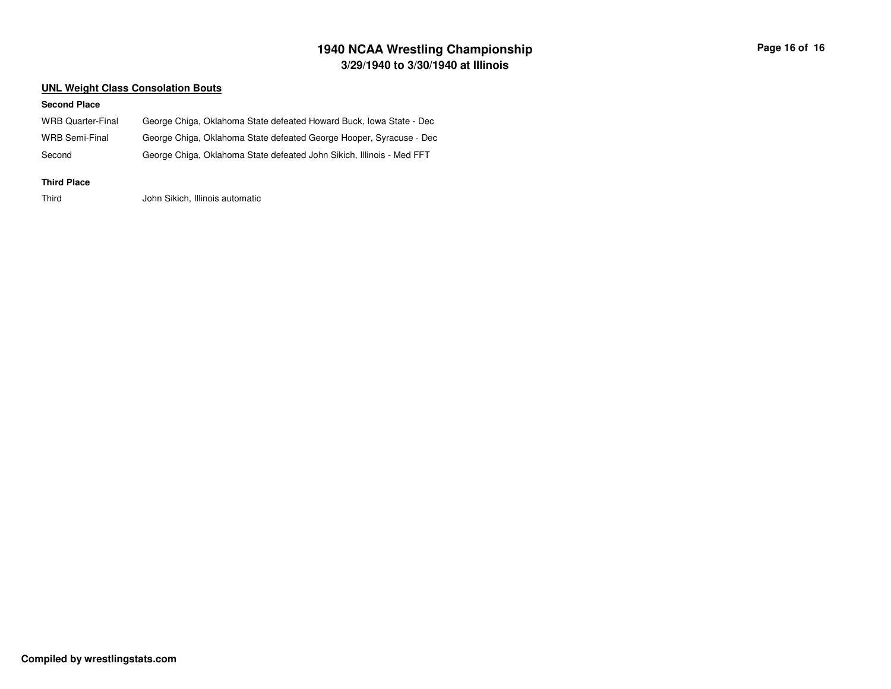## UNL Weight Class Consolation Bouts

### Second Place

| | |
|---|---|
| WRB Quarter-Final | George Chiga, Oklahoma State defeated Howard Buck, Iowa State - Dec |
| WRB Semi-Final | George Chiga, Oklahoma State defeated George Hooper, Syracuse - Dec |
| Second | George Chiga, Oklahoma State defeated John Sikich, Illinois - Med FFT |

### Third Place

| | |
|---|---|
| Third | John Sikich, Illinois automatic |

**Compiled by wrestlingstats.com**